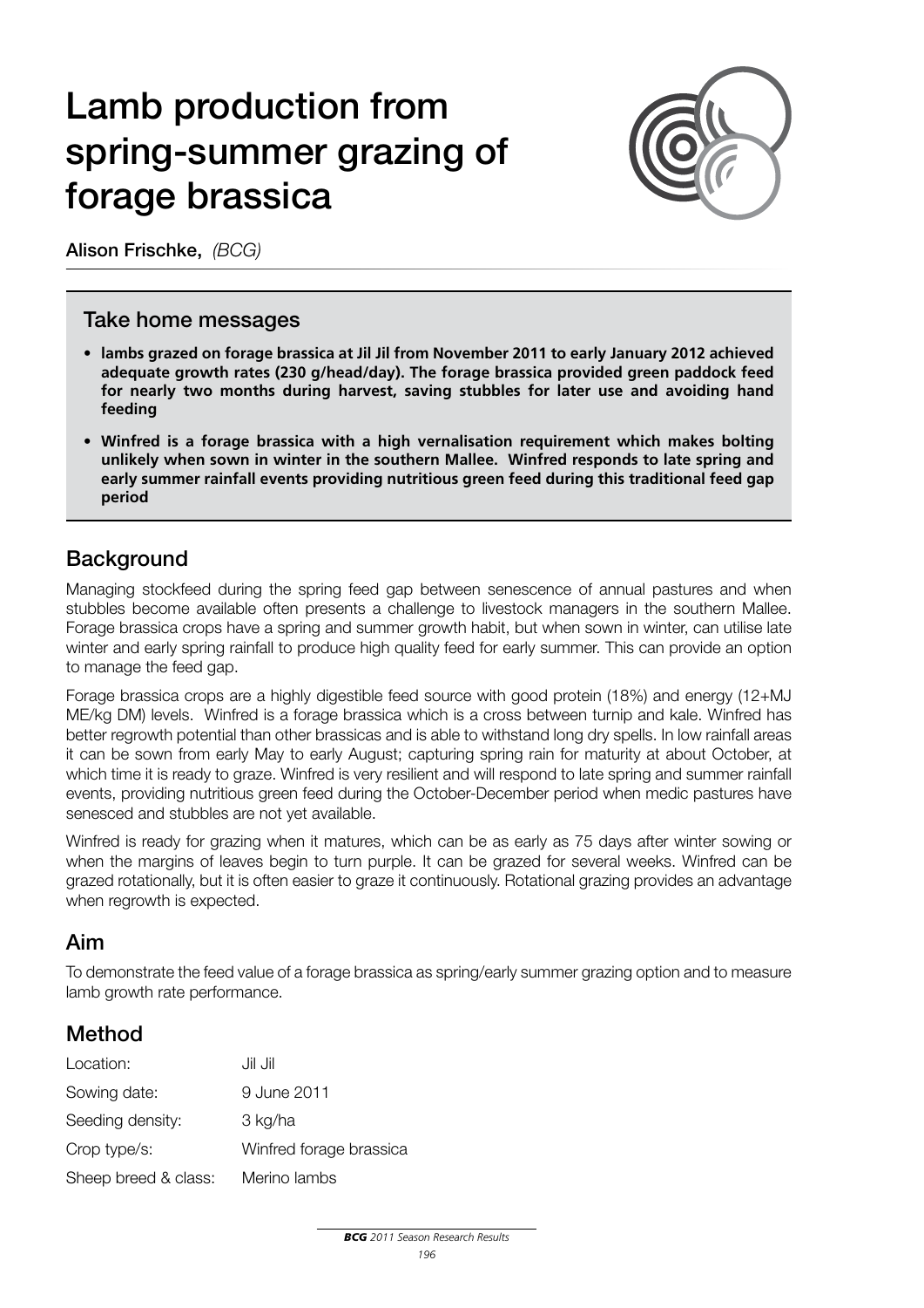# Lamb production from spring-summer grazing of forage brassica

Alison Frischke, *(BCG)*

## Take home messages

- **lambs grazed on forage brassica at Jil Jil from November 2011 to early January 2012 achieved adequate growth rates (230 g/head/day). The forage brassica provided green paddock feed for nearly two months during harvest, saving stubbles for later use and avoiding hand feeding**
- **Winfred is a forage brassica with a high vernalisation requirement which makes bolting unlikely when sown in winter in the southern Mallee. Winfred responds to late spring and early summer rainfall events providing nutritious green feed during this traditional feed gap period**

## Background

Managing stockfeed during the spring feed gap between senescence of annual pastures and when stubbles become available often presents a challenge to livestock managers in the southern Mallee. Forage brassica crops have a spring and summer growth habit, but when sown in winter, can utilise late winter and early spring rainfall to produce high quality feed for early summer. This can provide an option to manage the feed gap.

Forage brassica crops are a highly digestible feed source with good protein (18%) and energy (12+MJ ME/kg DM) levels. Winfred is a forage brassica which is a cross between turnip and kale. Winfred has better regrowth potential than other brassicas and is able to withstand long dry spells. In low rainfall areas it can be sown from early May to early August; capturing spring rain for maturity at about October, at which time it is ready to graze. Winfred is very resilient and will respond to late spring and summer rainfall events, providing nutritious green feed during the October-December period when medic pastures have senesced and stubbles are not yet available.

Winfred is ready for grazing when it matures, which can be as early as 75 days after winter sowing or when the margins of leaves begin to turn purple. It can be grazed for several weeks. Winfred can be grazed rotationally, but it is often easier to graze it continuously. Rotational grazing provides an advantage when regrowth is expected.

## Aim

To demonstrate the feed value of a forage brassica as spring/early summer grazing option and to measure lamb growth rate performance.

## Method

| | |
|---|---|
| Location: | Jil Jil |
| Sowing date: | 9 June 2011 |
| Seeding density: | 3 kg/ha |
| Crop type/s: | Winfred forage brassica |
| Sheep breed & class: | Merino lambs |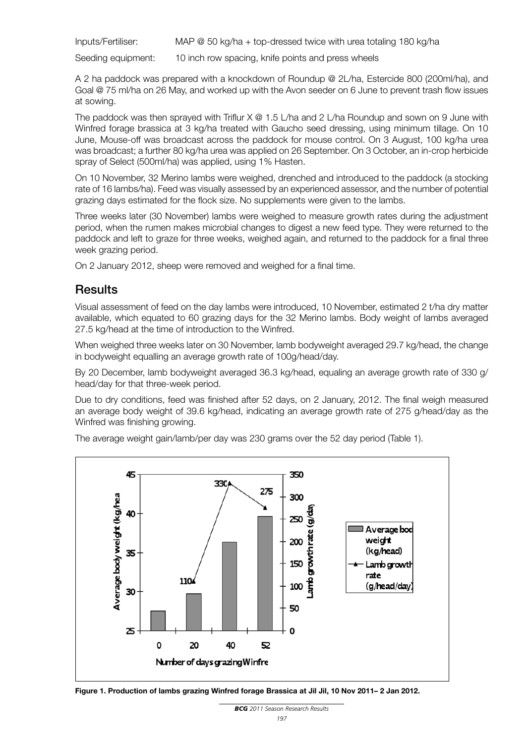Inputs/Fertiliser: MAP @ 50 kg/ha + top-dressed twice with urea totaling 180 kg/ha

Seeding equipment: 10 inch row spacing, knife points and press wheels

A 2 ha paddock was prepared with a knockdown of Roundup @ 2L/ha, Estercide 800 (200ml/ha), and Goal @ 75 ml/ha on 26 May, and worked up with the Avon seeder on 6 June to prevent trash flow issues at sowing.

The paddock was then sprayed with Triflur X @ 1.5 L/ha and 2 L/ha Roundup and sown on 9 June with Winfred forage brassica at 3 kg/ha treated with Gaucho seed dressing, using minimum tillage. On 10 June, Mouse-off was broadcast across the paddock for mouse control. On 3 August, 100 kg/ha urea was broadcast; a further 80 kg/ha urea was applied on 26 September. On 3 October, an in-crop herbicide spray of Select (500ml/ha) was applied, using 1% Hasten.

On 10 November, 32 Merino lambs were weighed, drenched and introduced to the paddock (a stocking rate of 16 lambs/ha). Feed was visually assessed by an experienced assessor, and the number of potential grazing days estimated for the flock size. No supplements were given to the lambs.

Three weeks later (30 November) lambs were weighed to measure growth rates during the adjustment period, when the rumen makes microbial changes to digest a new feed type. They were returned to the paddock and left to graze for three weeks, weighed again, and returned to the paddock for a final three week grazing period.

On 2 January 2012, sheep were removed and weighed for a final time.

## Results

Visual assessment of feed on the day lambs were introduced, 10 November, estimated 2 t/ha dry matter available, which equated to 60 grazing days for the 32 Merino lambs. Body weight of lambs averaged 27.5 kg/head at the time of introduction to the Winfred.

When weighed three weeks later on 30 November, lamb bodyweight averaged 29.7 kg/head, the change in bodyweight equalling an average growth rate of 100g/head/day.

By 20 December, lamb bodyweight averaged 36.3 kg/head, equaling an average growth rate of 330 g/ head/day for that three-week period.

Due to dry conditions, feed was finished after 52 days, on 2 January, 2012. The final weigh measured an average body weight of 39.6 kg/head, indicating an average growth rate of 275 g/head/day as the Winfred was finishing growing.

The average weight gain/lamb/per day was 230 grams over the 52 day period (Table 1).

**Figure 1. Production of lambs grazing Winfred forage Brassica at Jil Jil, 10 Nov 2011– 2 Jan 2012.**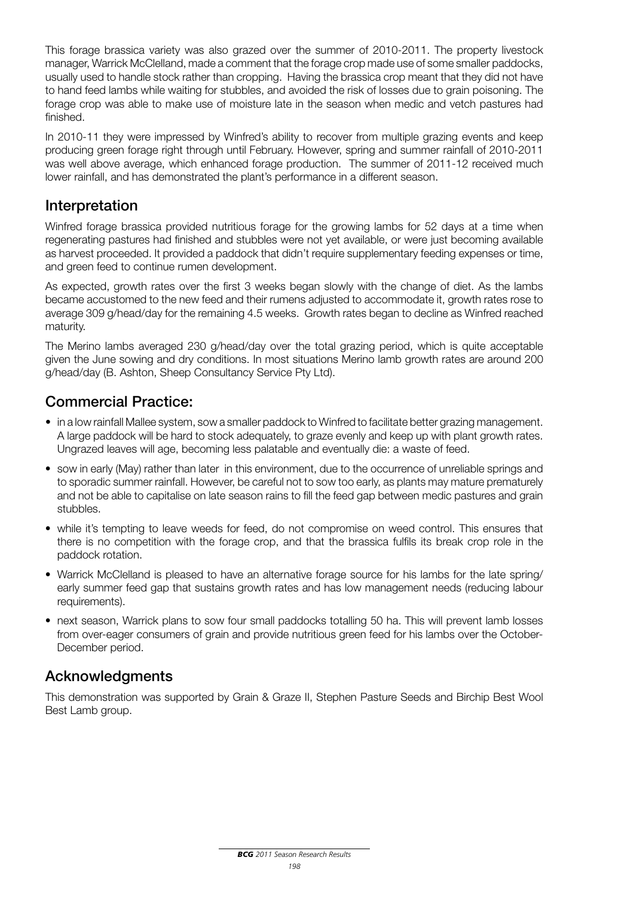This forage brassica variety was also grazed over the summer of 2010-2011. The property livestock manager, Warrick McClelland, made a comment that the forage crop made use of some smaller paddocks, usually used to handle stock rather than cropping. Having the brassica crop meant that they did not have to hand feed lambs while waiting for stubbles, and avoided the risk of losses due to grain poisoning. The forage crop was able to make use of moisture late in the season when medic and vetch pastures had finished.

In 2010-11 they were impressed by Winfred's ability to recover from multiple grazing events and keep producing green forage right through until February. However, spring and summer rainfall of 2010-2011 was well above average, which enhanced forage production. The summer of 2011-12 received much lower rainfall, and has demonstrated the plant's performance in a different season.

## Interpretation

Winfred forage brassica provided nutritious forage for the growing lambs for 52 days at a time when regenerating pastures had finished and stubbles were not yet available, or were just becoming available as harvest proceeded. It provided a paddock that didn't require supplementary feeding expenses or time, and green feed to continue rumen development.

As expected, growth rates over the first 3 weeks began slowly with the change of diet. As the lambs became accustomed to the new feed and their rumens adjusted to accommodate it, growth rates rose to average 309 g/head/day for the remaining 4.5 weeks. Growth rates began to decline as Winfred reached maturity.

The Merino lambs averaged 230 g/head/day over the total grazing period, which is quite acceptable given the June sowing and dry conditions. In most situations Merino lamb growth rates are around 200 g/head/day (B. Ashton, Sheep Consultancy Service Pty Ltd).

## Commercial Practice:

- in a low rainfall Mallee system, sow a smaller paddock to Winfred to facilitate better grazing management. A large paddock will be hard to stock adequately, to graze evenly and keep up with plant growth rates. Ungrazed leaves will age, becoming less palatable and eventually die: a waste of feed.
- sow in early (May) rather than later in this environment, due to the occurrence of unreliable springs and to sporadic summer rainfall. However, be careful not to sow too early, as plants may mature prematurely and not be able to capitalise on late season rains to fill the feed gap between medic pastures and grain stubbles.
- while it's tempting to leave weeds for feed, do not compromise on weed control. This ensures that there is no competition with the forage crop, and that the brassica fulfils its break crop role in the paddock rotation.
- Warrick McClelland is pleased to have an alternative forage source for his lambs for the late spring/ early summer feed gap that sustains growth rates and has low management needs (reducing labour requirements).
- next season, Warrick plans to sow four small paddocks totalling 50 ha. This will prevent lamb losses from over-eager consumers of grain and provide nutritious green feed for his lambs over the October-December period.

## Acknowledgments

This demonstration was supported by Grain & Graze II, Stephen Pasture Seeds and Birchip Best Wool Best Lamb group.